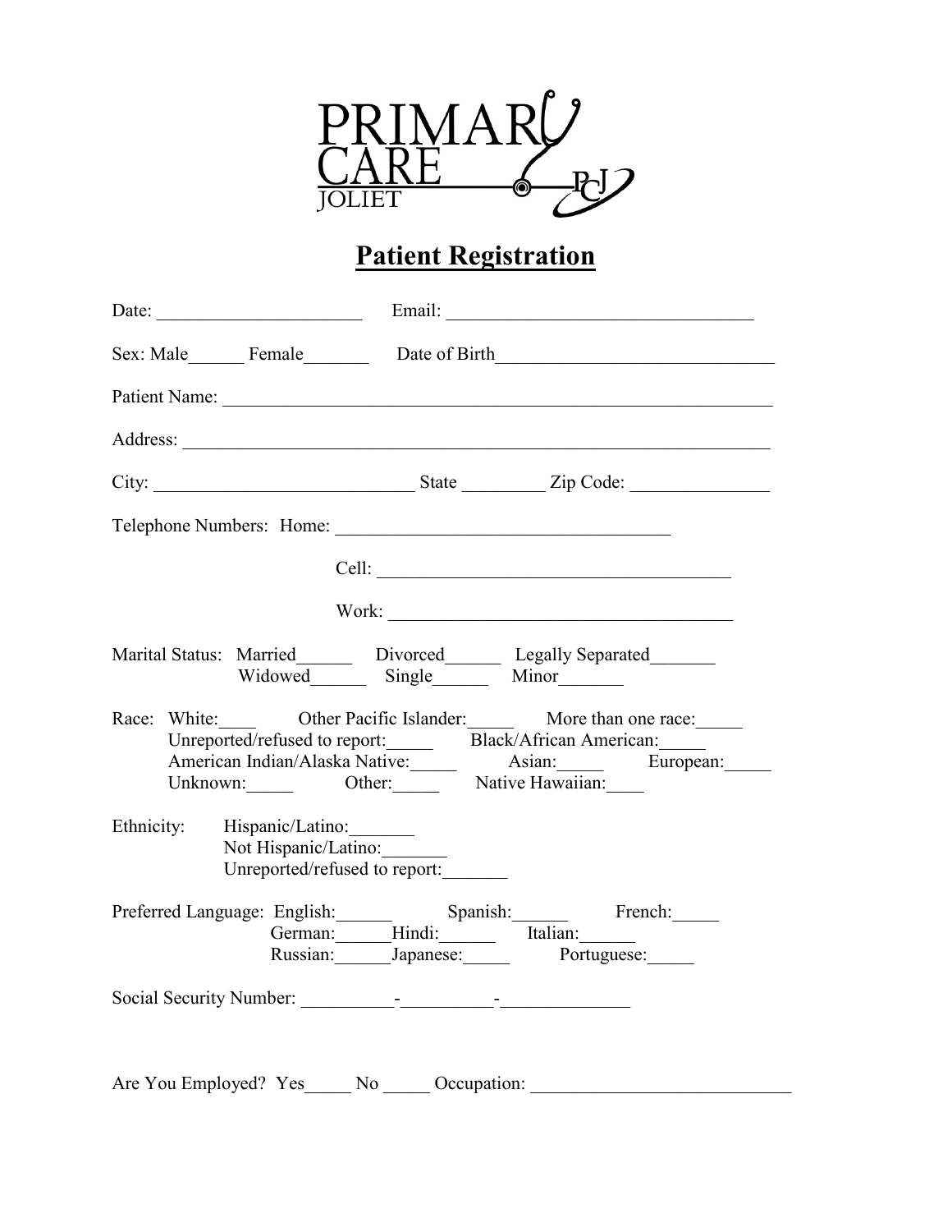PRIMARY CARE JOLIET PCJ

# Patient Registration

Date: ______________________ Email: _________________________________

Sex: Male______ Female_______ Date of Birth_____________________________

Patient Name: ___________________________________________________________

Address: _______________________________________________________________

City: ____________________________ State _________ Zip Code: _______________

Telephone Numbers: Home: ____________________________________

Cell: ______________________________________

Work: _____________________________________

Marital Status: Married______ Divorced______ Legally Separated_______
Widowed______ Single______ Minor_______

Race: White:____ Other Pacific Islander:_____ More than one race:_____
Unreported/refused to report:_____ Black/African American:_____
American Indian/Alaska Native:_____ Asian:_____ European:_____
Unknown:_____ Other:_____ Native Hawaiian:____

Ethnicity: Hispanic/Latino:_______
Not Hispanic/Latino:_______
Unreported/refused to report:_______

Preferred Language: English:______ Spanish:______ French:_____
German:______Hindi:______ Italian:______
Russian:______Japanese:_____ Portuguese:_____

Social Security Number: __________-__________-______________

Are You Employed? Yes_____ No _____ Occupation: ___________________________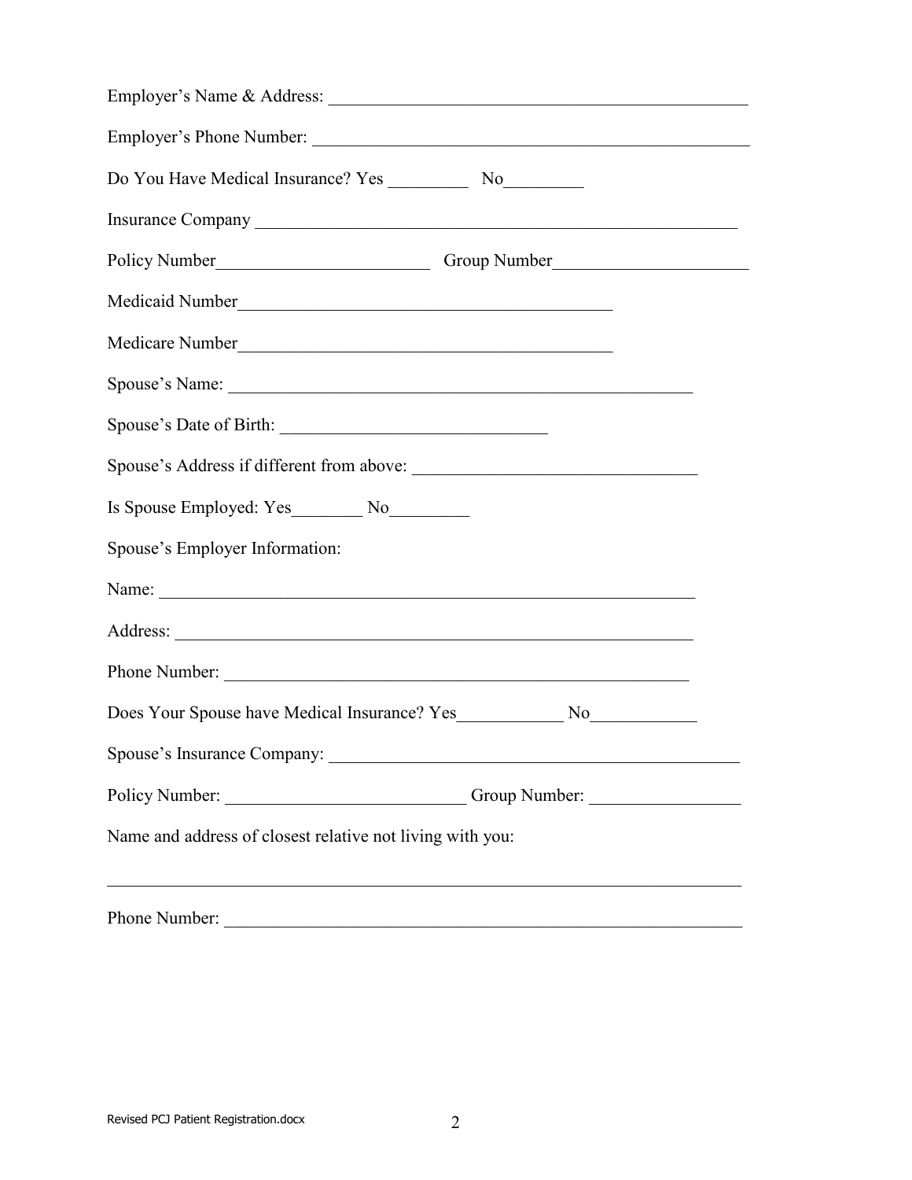Employer's Name & Address: ________________________________________________

Employer's Phone Number: __________________________________________________

Do You Have Medical Insurance? Yes _________ No_________

Insurance Company _______________________________________________________

Policy Number________________________ Group Number______________________

Medicaid Number_________________________________________

Medicare Number_________________________________________

Spouse's Name: ______________________________________________________

Spouse's Date of Birth: ______________________________

Spouse's Address if different from above: ________________________________

Is Spouse Employed: Yes________ No_________

Spouse's Employer Information:

Name: _______________________________________________________________

Address: _____________________________________________________________

Phone Number: _______________________________________________________

Does Your Spouse have Medical Insurance? Yes____________ No____________

Spouse's Insurance Company: _______________________________________________

Policy Number: ___________________________ Group Number: _________________

Name and address of closest relative not living with you:

__________________________________________________________________________

Phone Number: _____________________________________________________________

Revised PCJ Patient Registration.docx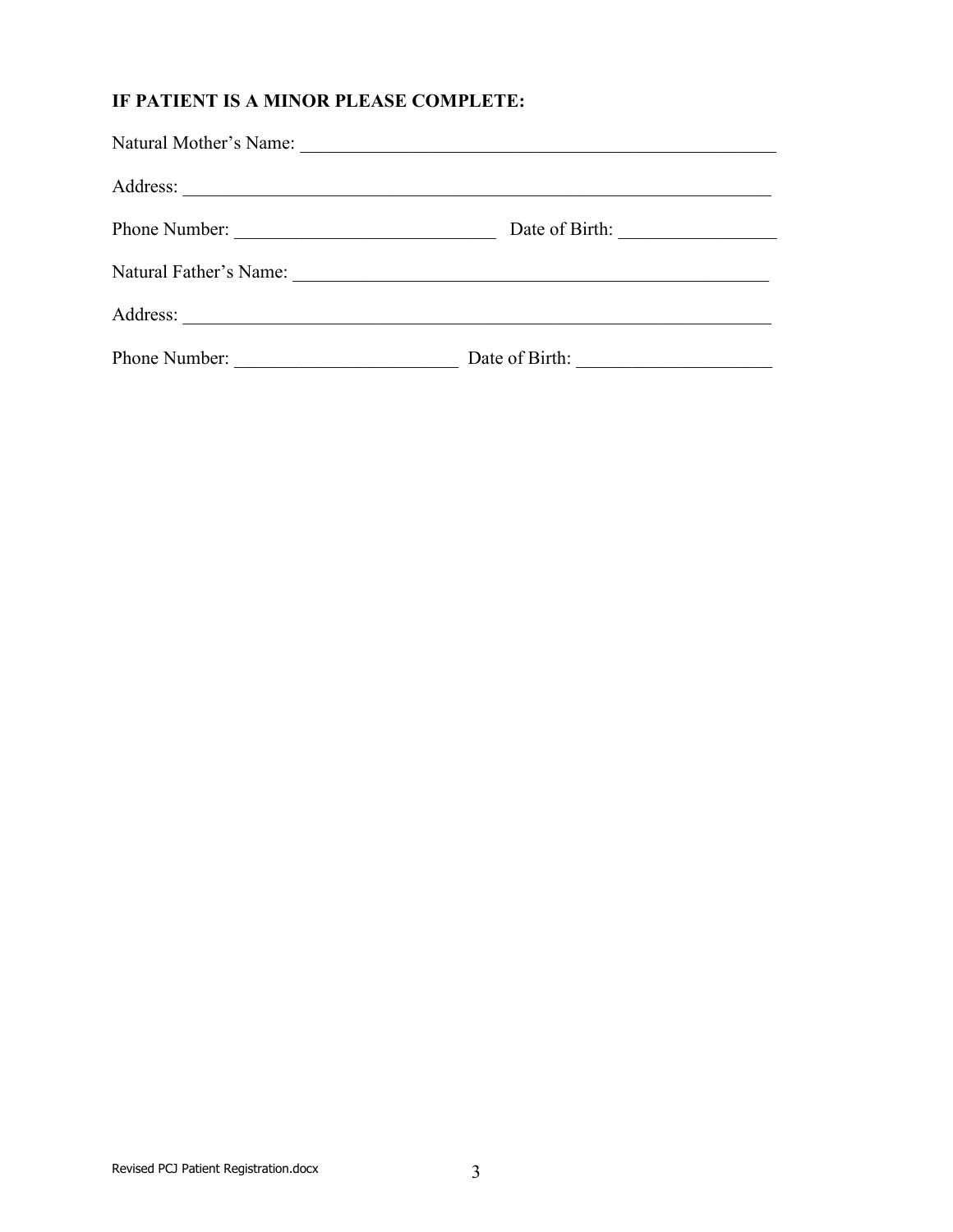**IF PATIENT IS A MINOR PLEASE COMPLETE:**

Natural Mother's Name: ______________________________________________________

Address: ____________________________________________________________________

Phone Number: ____________________________ Date of Birth: _________________

Natural Father's Name: ______________________________________________________

Address: ____________________________________________________________________

Phone Number: ________________________ Date of Birth: _____________________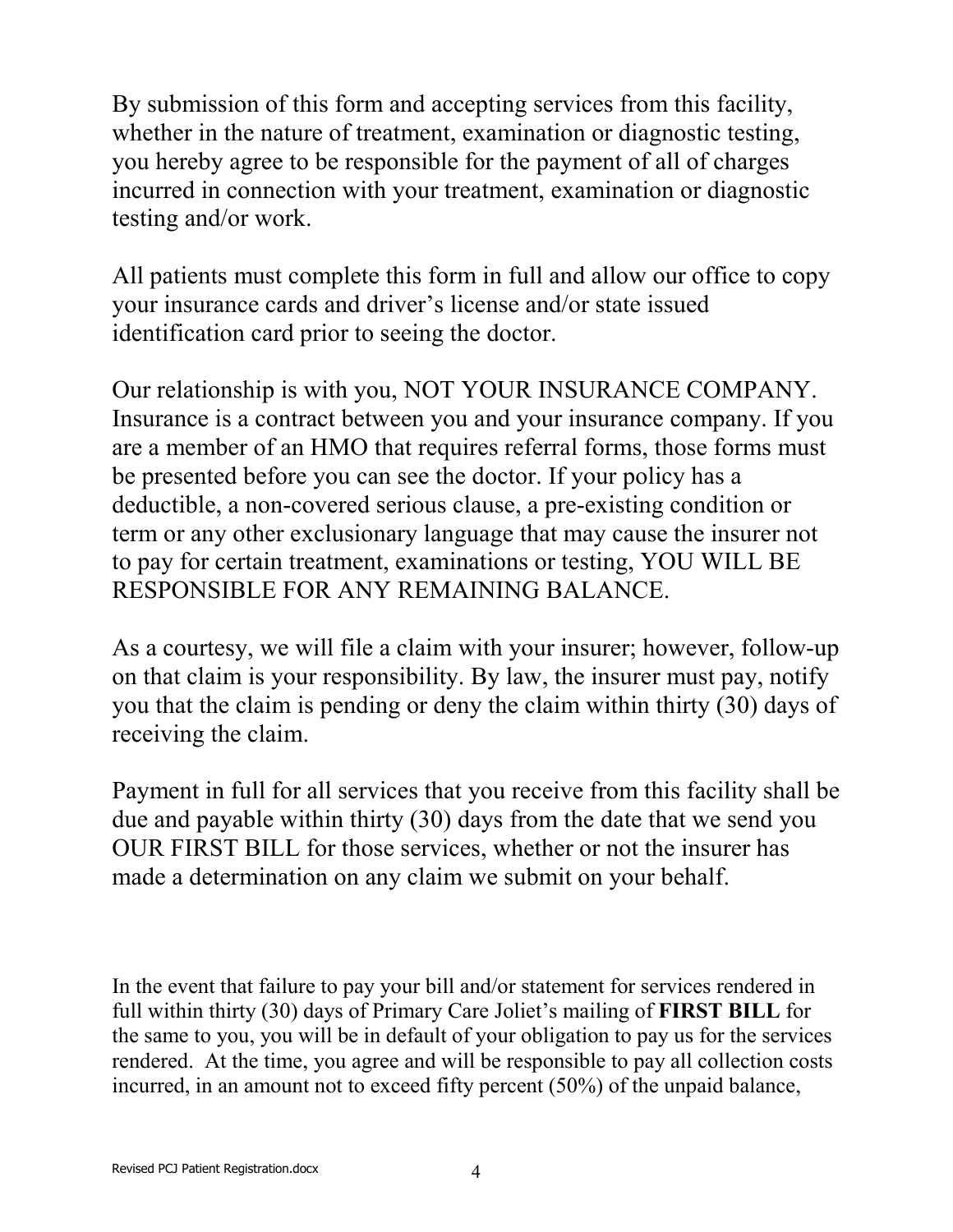By submission of this form and accepting services from this facility, whether in the nature of treatment, examination or diagnostic testing, you hereby agree to be responsible for the payment of all of charges incurred in connection with your treatment, examination or diagnostic testing and/or work.

All patients must complete this form in full and allow our office to copy your insurance cards and driver's license and/or state issued identification card prior to seeing the doctor.

Our relationship is with you, NOT YOUR INSURANCE COMPANY. Insurance is a contract between you and your insurance company. If you are a member of an HMO that requires referral forms, those forms must be presented before you can see the doctor. If your policy has a deductible, a non-covered serious clause, a pre-existing condition or term or any other exclusionary language that may cause the insurer not to pay for certain treatment, examinations or testing, YOU WILL BE RESPONSIBLE FOR ANY REMAINING BALANCE.

As a courtesy, we will file a claim with your insurer; however, follow-up on that claim is your responsibility. By law, the insurer must pay, notify you that the claim is pending or deny the claim within thirty (30) days of receiving the claim.

Payment in full for all services that you receive from this facility shall be due and payable within thirty (30) days from the date that we send you OUR FIRST BILL for those services, whether or not the insurer has made a determination on any claim we submit on your behalf.

In the event that failure to pay your bill and/or statement for services rendered in full within thirty (30) days of Primary Care Joliet's mailing of **FIRST BILL** for the same to you, you will be in default of your obligation to pay us for the services rendered. At the time, you agree and will be responsible to pay all collection costs incurred, in an amount not to exceed fifty percent (50%) of the unpaid balance,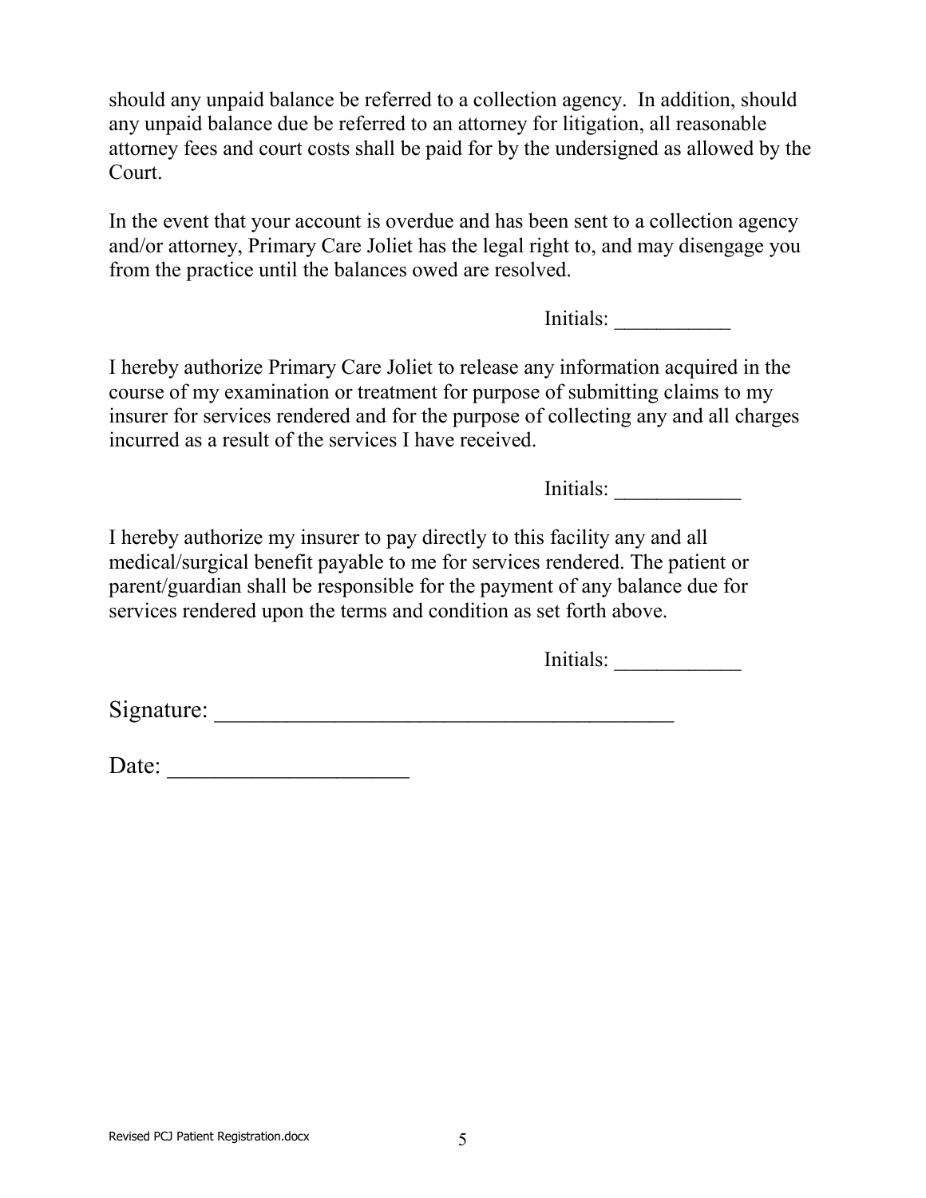should any unpaid balance be referred to a collection agency. In addition, should any unpaid balance due be referred to an attorney for litigation, all reasonable attorney fees and court costs shall be paid for by the undersigned as allowed by the Court.

In the event that your account is overdue and has been sent to a collection agency and/or attorney, Primary Care Joliet has the legal right to, and may disengage you from the practice until the balances owed are resolved.

Initials: ___________

I hereby authorize Primary Care Joliet to release any information acquired in the course of my examination or treatment for purpose of submitting claims to my insurer for services rendered and for the purpose of collecting any and all charges incurred as a result of the services I have received.

Initials: ____________

I hereby authorize my insurer to pay directly to this facility any and all medical/surgical benefit payable to me for services rendered. The patient or parent/guardian shall be responsible for the payment of any balance due for services rendered upon the terms and condition as set forth above.

Initials: ____________

Signature: ________________________________________

Date: ____________________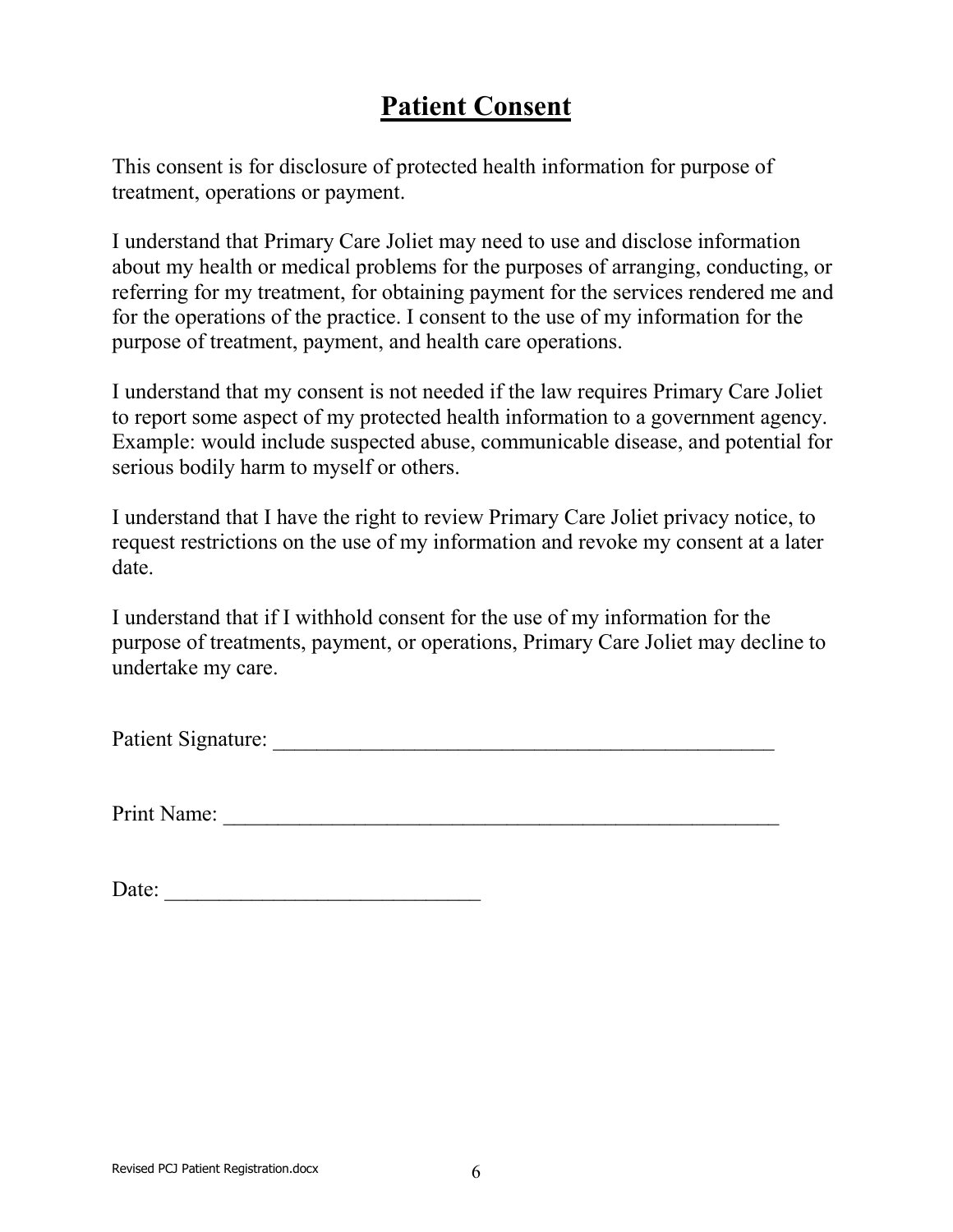# Patient Consent

This consent is for disclosure of protected health information for purpose of treatment, operations or payment.

I understand that Primary Care Joliet may need to use and disclose information about my health or medical problems for the purposes of arranging, conducting, or referring for my treatment, for obtaining payment for the services rendered me and for the operations of the practice. I consent to the use of my information for the purpose of treatment, payment, and health care operations.

I understand that my consent is not needed if the law requires Primary Care Joliet to report some aspect of my protected health information to a government agency. Example: would include suspected abuse, communicable disease, and potential for serious bodily harm to myself or others.

I understand that I have the right to review Primary Care Joliet privacy notice, to request restrictions on the use of my information and revoke my consent at a later date.

I understand that if I withhold consent for the use of my information for the purpose of treatments, payment, or operations, Primary Care Joliet may decline to undertake my care.

Patient Signature: _______________________________________________

Print Name: ____________________________________________________

Date: _____________________________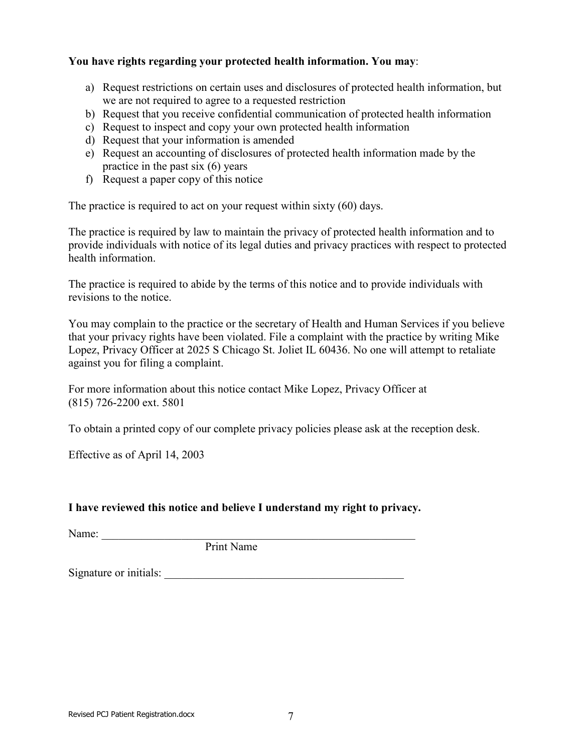**You have rights regarding your protected health information. You may**:

a) Request restrictions on certain uses and disclosures of protected health information, but we are not required to agree to a requested restriction
b) Request that you receive confidential communication of protected health information
c) Request to inspect and copy your own protected health information
d) Request that your information is amended
e) Request an accounting of disclosures of protected health information made by the practice in the past six (6) years
f) Request a paper copy of this notice

The practice is required to act on your request within sixty (60) days.

The practice is required by law to maintain the privacy of protected health information and to provide individuals with notice of its legal duties and privacy practices with respect to protected health information.

The practice is required to abide by the terms of this notice and to provide individuals with revisions to the notice.

You may complain to the practice or the secretary of Health and Human Services if you believe that your privacy rights have been violated. File a complaint with the practice by writing Mike Lopez, Privacy Officer at 2025 S Chicago St. Joliet IL 60436. No one will attempt to retaliate against you for filing a complaint.

For more information about this notice contact Mike Lopez, Privacy Officer at (815) 726-2200 ext. 5801

To obtain a printed copy of our complete privacy policies please ask at the reception desk.

Effective as of April 14, 2003

**I have reviewed this notice and believe I understand my right to privacy.**

Name: ___________________________________________________________
Print Name

Signature or initials: ___________________________________________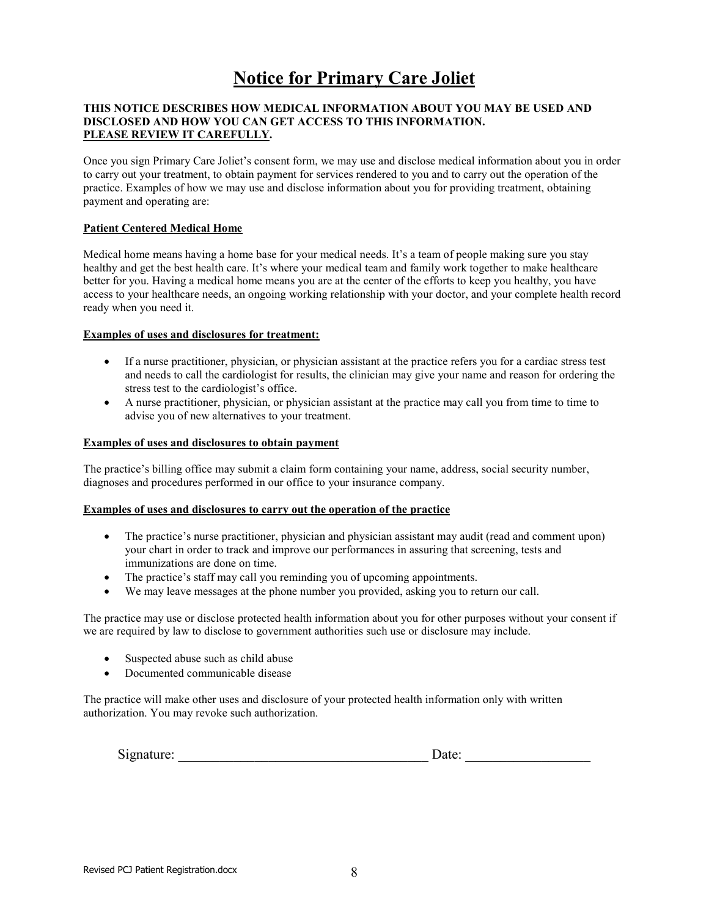# Notice for Primary Care Joliet

**THIS NOTICE DESCRIBES HOW MEDICAL INFORMATION ABOUT YOU MAY BE USED AND DISCLOSED AND HOW YOU CAN GET ACCESS TO THIS INFORMATION.**
**PLEASE REVIEW IT CAREFULLY.**

Once you sign Primary Care Joliet's consent form, we may use and disclose medical information about you in order to carry out your treatment, to obtain payment for services rendered to you and to carry out the operation of the practice. Examples of how we may use and disclose information about you for providing treatment, obtaining payment and operating are:

**Patient Centered Medical Home**

Medical home means having a home base for your medical needs. It's a team of people making sure you stay healthy and get the best health care. It's where your medical team and family work together to make healthcare better for you. Having a medical home means you are at the center of the efforts to keep you healthy, you have access to your healthcare needs, an ongoing working relationship with your doctor, and your complete health record ready when you need it.

**Examples of uses and disclosures for treatment:**

- If a nurse practitioner, physician, or physician assistant at the practice refers you for a cardiac stress test and needs to call the cardiologist for results, the clinician may give your name and reason for ordering the stress test to the cardiologist's office.
- A nurse practitioner, physician, or physician assistant at the practice may call you from time to time to advise you of new alternatives to your treatment.

**Examples of uses and disclosures to obtain payment**

The practice's billing office may submit a claim form containing your name, address, social security number, diagnoses and procedures performed in our office to your insurance company.

**Examples of uses and disclosures to carry out the operation of the practice**

- The practice's nurse practitioner, physician and physician assistant may audit (read and comment upon) your chart in order to track and improve our performances in assuring that screening, tests and immunizations are done on time.
- The practice's staff may call you reminding you of upcoming appointments.
- We may leave messages at the phone number you provided, asking you to return our call.

The practice may use or disclose protected health information about you for other purposes without your consent if we are required by law to disclose to government authorities such use or disclosure may include.

- Suspected abuse such as child abuse
- Documented communicable disease

The practice will make other uses and disclosure of your protected health information only with written authorization. You may revoke such authorization.

Signature: ___________________________________ Date: _________________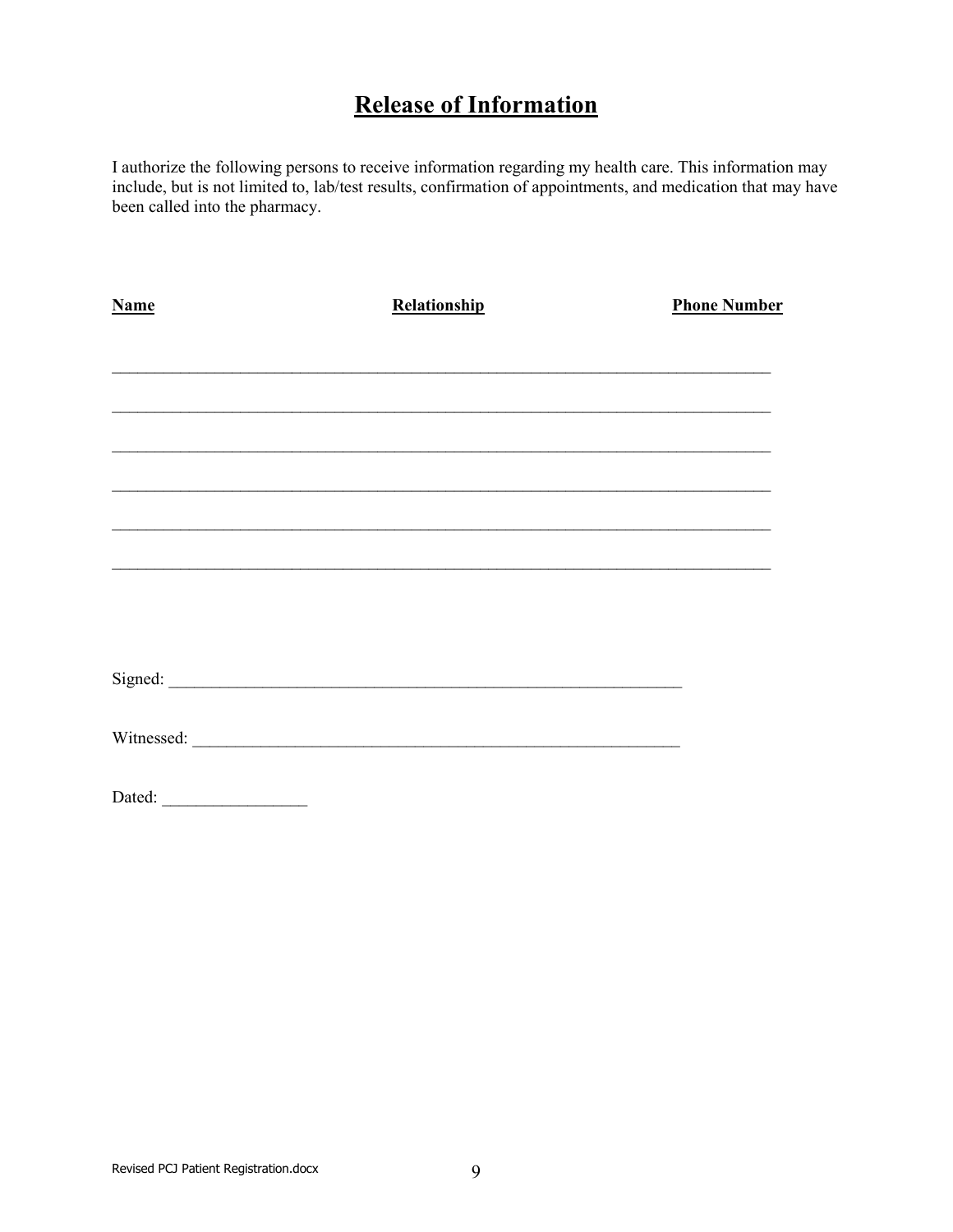# Release of Information

I authorize the following persons to receive information regarding my health care. This information may include, but is not limited to, lab/test results, confirmation of appointments, and medication that may have been called into the pharmacy.

| Name | Relationship | Phone Number |
|---|---|---|
| | | |
| | | |
| | | |
| | | |
| | | |
| | | |

Signed: _______________________________________________________________

Witnessed: _____________________________________________________________

Dated: _________________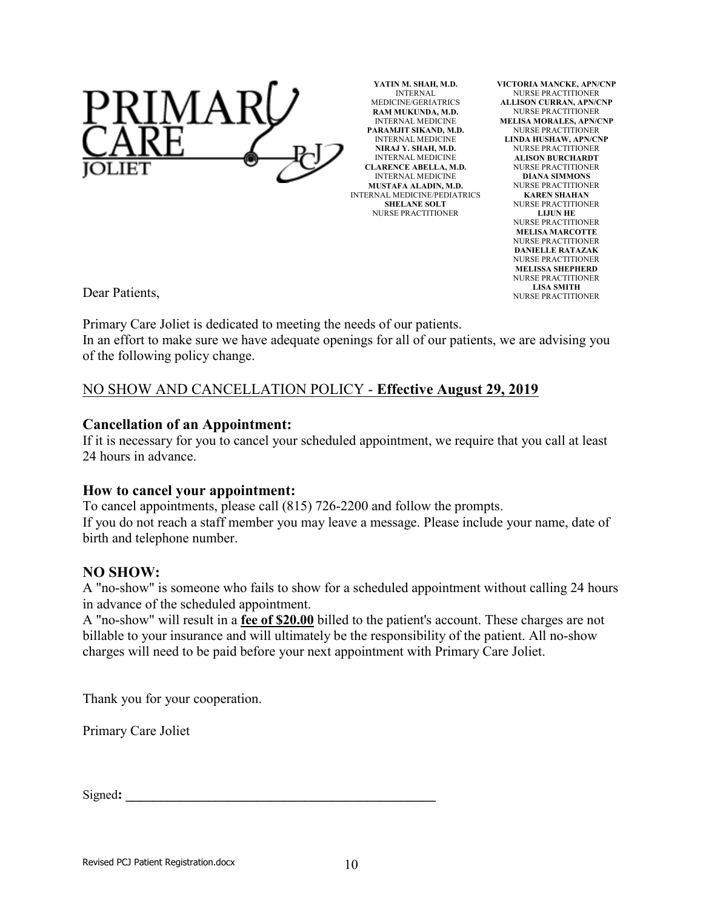**PRIMARY CARE JOLIET** PCJ

**YATIN M. SHAH, M.D.**
INTERNAL MEDICINE/GERIATRICS
**RAM MUKUNDA, M.D.**
INTERNAL MEDICINE
**PARAMJIT SIKAND, M.D.**
INTERNAL MEDICINE
**NIRAJ Y. SHAH, M.D.**
INTERNAL MEDICINE
**CLARENCE ABELLA, M.D.**
INTERNAL MEDICINE
**MUSTAFA ALADIN, M.D.**
INTERNAL MEDICINE/PEDIATRICS
**SHELANE SOLT**
NURSE PRACTITIONER

**VICTORIA MANCKE, APN/CNP**
NURSE PRACTITIONER
**ALLISON CURRAN, APN/CNP**
NURSE PRACTITIONER
**MELISA MORALES, APN/CNP**
NURSE PRACTITIONER
**LINDA HUSHAW, APN/CNP**
NURSE PRACTITIONER
**ALISON BURCHARDT**
NURSE PRACTITIONER
**DIANA SIMMONS**
NURSE PRACTITIONER
**KAREN SHAHAN**
NURSE PRACTITIONER
**LIJUN HE**
NURSE PRACTITIONER
**MELISA MARCOTTE**
NURSE PRACTITIONER
**DANIELLE RATAZAK**
NURSE PRACTITIONER
**MELISSA SHEPHERD**
NURSE PRACTITIONER
**LISA SMITH**
NURSE PRACTITIONER

Dear Patients,

Primary Care Joliet is dedicated to meeting the needs of our patients.
In an effort to make sure we have adequate openings for all of our patients, we are advising you of the following policy change.

NO SHOW AND CANCELLATION POLICY - **Effective August 29, 2019**

### Cancellation of an Appointment:

If it is necessary for you to cancel your scheduled appointment, we require that you call at least 24 hours in advance.

### How to cancel your appointment:

To cancel appointments, please call (815) 726-2200 and follow the prompts.
If you do not reach a staff member you may leave a message. Please include your name, date of birth and telephone number.

### NO SHOW:

A "no-show" is someone who fails to show for a scheduled appointment without calling 24 hours in advance of the scheduled appointment.
A "no-show" will result in a **fee of $20.00** billed to the patient's account. These charges are not billable to your insurance and will ultimately be the responsibility of the patient. All no-show charges will need to be paid before your next appointment with Primary Care Joliet.

Thank you for your cooperation.

Primary Care Joliet

Signed**: \_\_\_\_\_\_\_\_\_\_\_\_\_\_\_\_\_\_\_\_\_\_\_\_\_\_\_\_\_\_\_\_\_\_\_\_\_\_\_\_\_\_\_\_\_\_**

Revised PCJ Patient Registration.docx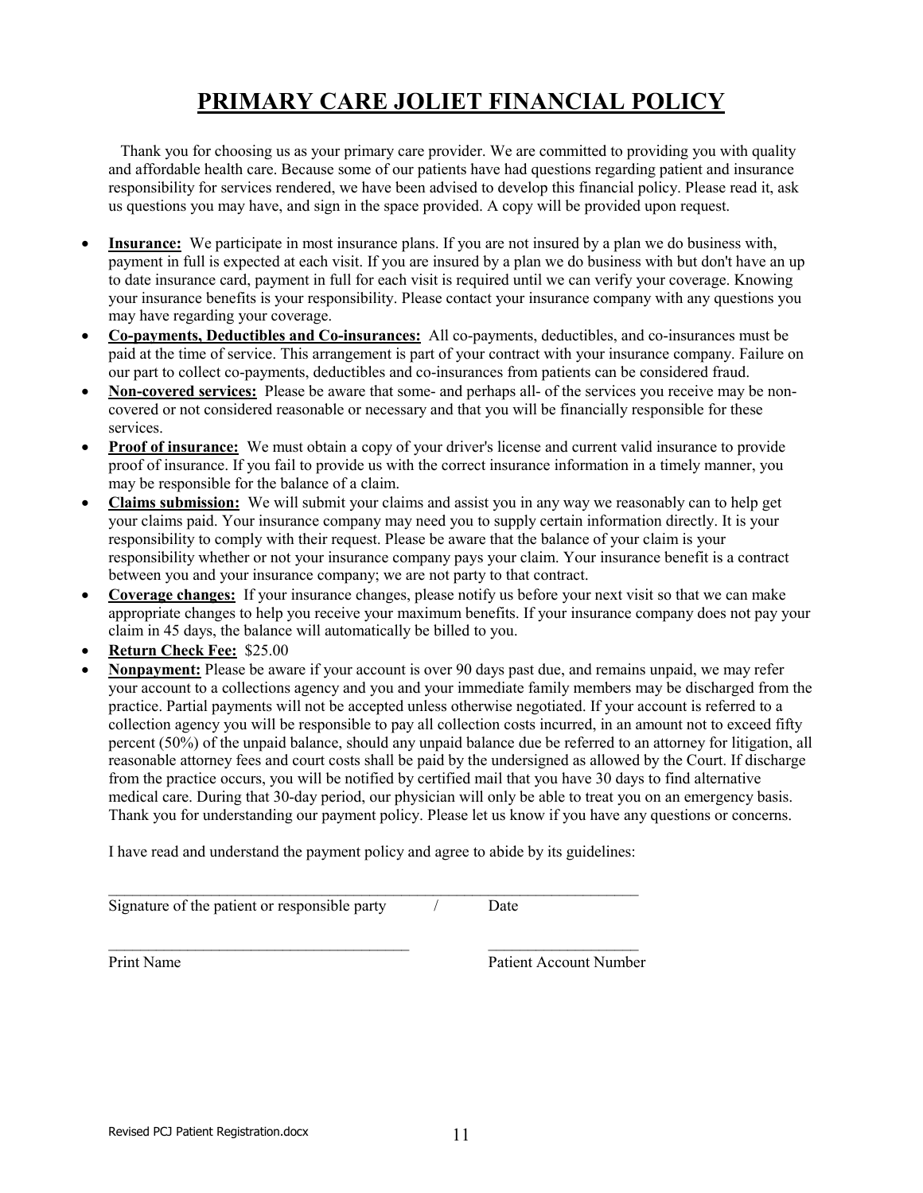# PRIMARY CARE JOLIET FINANCIAL POLICY

Thank you for choosing us as your primary care provider. We are committed to providing you with quality and affordable health care. Because some of our patients have had questions regarding patient and insurance responsibility for services rendered, we have been advised to develop this financial policy. Please read it, ask us questions you may have, and sign in the space provided. A copy will be provided upon request.

- **Insurance:** We participate in most insurance plans. If you are not insured by a plan we do business with, payment in full is expected at each visit. If you are insured by a plan we do business with but don't have an up to date insurance card, payment in full for each visit is required until we can verify your coverage. Knowing your insurance benefits is your responsibility. Please contact your insurance company with any questions you may have regarding your coverage.
- **Co-payments, Deductibles and Co-insurances:** All co-payments, deductibles, and co-insurances must be paid at the time of service. This arrangement is part of your contract with your insurance company. Failure on our part to collect co-payments, deductibles and co-insurances from patients can be considered fraud.
- **Non-covered services:** Please be aware that some- and perhaps all- of the services you receive may be non-covered or not considered reasonable or necessary and that you will be financially responsible for these services.
- **Proof of insurance:** We must obtain a copy of your driver's license and current valid insurance to provide proof of insurance. If you fail to provide us with the correct insurance information in a timely manner, you may be responsible for the balance of a claim.
- **Claims submission:** We will submit your claims and assist you in any way we reasonably can to help get your claims paid. Your insurance company may need you to supply certain information directly. It is your responsibility to comply with their request. Please be aware that the balance of your claim is your responsibility whether or not your insurance company pays your claim. Your insurance benefit is a contract between you and your insurance company; we are not party to that contract.
- **Coverage changes:** If your insurance changes, please notify us before your next visit so that we can make appropriate changes to help you receive your maximum benefits. If your insurance company does not pay your claim in 45 days, the balance will automatically be billed to you.
- **Return Check Fee:** $25.00
- **Nonpayment:** Please be aware if your account is over 90 days past due, and remains unpaid, we may refer your account to a collections agency and you and your immediate family members may be discharged from the practice. Partial payments will not be accepted unless otherwise negotiated. If your account is referred to a collection agency you will be responsible to pay all collection costs incurred, in an amount not to exceed fifty percent (50%) of the unpaid balance, should any unpaid balance due be referred to an attorney for litigation, all reasonable attorney fees and court costs shall be paid by the undersigned as allowed by the Court. If discharge from the practice occurs, you will be notified by certified mail that you have 30 days to find alternative medical care. During that 30-day period, our physician will only be able to treat you on an emergency basis. Thank you for understanding our payment policy. Please let us know if you have any questions or concerns.

I have read and understand the payment policy and agree to abide by its guidelines:

\_\_\_\_\_\_\_\_\_\_\_\_\_\_\_\_\_\_\_\_\_\_\_\_\_\_\_\_\_\_\_\_\_\_\_\_\_\_\_\_\_\_\_\_\_\_\_\_\_\_\_\_\_\_\_\_\_\_\_\_
Signature of the patient or responsible party / Date

\_\_\_\_\_\_\_\_\_\_\_\_\_\_\_\_\_\_\_\_\_\_\_\_\_\_\_\_\_\_\_\_\_\_\_ \_\_\_\_\_\_\_\_\_\_\_\_\_\_\_\_\_\_
Print Name Patient Account Number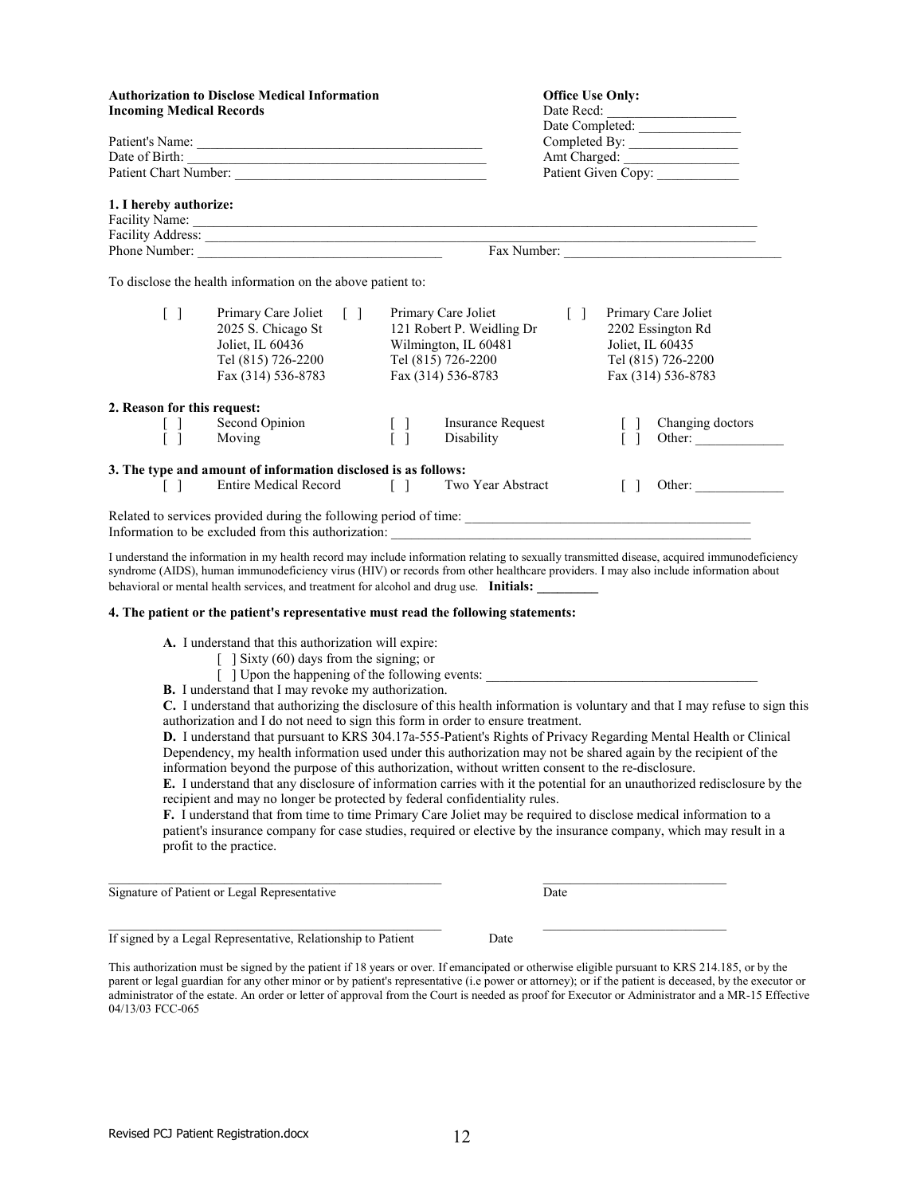**Authorization to Disclose Medical Information**
**Incoming Medical Records**

Patient's Name: ___________________________________________
Date of Birth: ____________________________________________
Patient Chart Number: _____________________________________

**Office Use Only:**
Date Recd: ___________________
Date Completed: _______________
Completed By: ________________
Amt Charged: ________________
Patient Given Copy: ____________

**1. I hereby authorize:**

Facility Name: ______________________________________________________________________________
Facility Address: ____________________________________________________________________________
Phone Number: ___________________________________ Fax Number: _______________________________

To disclose the health information on the above patient to:

| | | | | | |
|---|---|---|---|---|---|
| [ ] | Primary Care Joliet<br>2025 S. Chicago St<br>Joliet, IL 60436<br>Tel (815) 726-2200<br>Fax (314) 536-8783 | [ ] | Primary Care Joliet<br>121 Robert P. Weidling Dr<br>Wilmington, IL 60481<br>Tel (815) 726-2200<br>Fax (314) 536-8783 | [ ] | Primary Care Joliet<br>2202 Essington Rd<br>Joliet, IL 60435<br>Tel (815) 726-2200<br>Fax (314) 536-8783 |

**2. Reason for this request:**

| | | | | | |
|---|---|---|---|---|---|
| [ ] | Second Opinion | [ ] | Insurance Request | [ ] | Changing doctors |
| [ ] | Moving | [ ] | Disability | [ ] | Other: _____________ |

**3. The type and amount of information disclosed is as follows:**

| | | | | | |
|---|---|---|---|---|---|
| [ ] | Entire Medical Record | [ ] | Two Year Abstract | [ ] | Other: _____________ |

Related to services provided during the following period of time: ___________________________________________
Information to be excluded from this authorization: ______________________________________________________

I understand the information in my health record may include information relating to sexually transmitted disease, acquired immunodeficiency syndrome (AIDS), human immunodeficiency virus (HIV) or records from other healthcare providers. I may also include information about behavioral or mental health services, and treatment for alcohol and drug use. **Initials: _________**

**4. The patient or the patient's representative must read the following statements:**

**A.** I understand that this authorization will expire:
- [ ] Sixty (60) days from the signing; or
- [ ] Upon the happening of the following events: ________________________________________

**B.** I understand that I may revoke my authorization.

**C.** I understand that authorizing the disclosure of this health information is voluntary and that I may refuse to sign this authorization and I do not need to sign this form in order to ensure treatment.

**D.** I understand that pursuant to KRS 304.17a-555-Patient's Rights of Privacy Regarding Mental Health or Clinical Dependency, my health information used under this authorization may not be shared again by the recipient of the information beyond the purpose of this authorization, without written consent to the re-disclosure.

**E.** I understand that any disclosure of information carries with it the potential for an unauthorized redisclosure by the recipient and may no longer be protected by federal confidentiality rules.

**F.** I understand that from time to time Primary Care Joliet may be required to disclose medical information to a patient's insurance company for case studies, required or elective by the insurance company, which may result in a profit to the practice.

_____________________________________________________ ____________________________
Signature of Patient or Legal Representative Date

_____________________________________________________ ____________________________
If signed by a Legal Representative, Relationship to Patient Date

This authorization must be signed by the patient if 18 years or over. If emancipated or otherwise eligible pursuant to KRS 214.185, or by the parent or legal guardian for any other minor or by patient's representative (i.e power or attorney); or if the patient is deceased, by the executor or administrator of the estate. An order or letter of approval from the Court is needed as proof for Executor or Administrator and a MR-15 Effective 04/13/03 FCC-065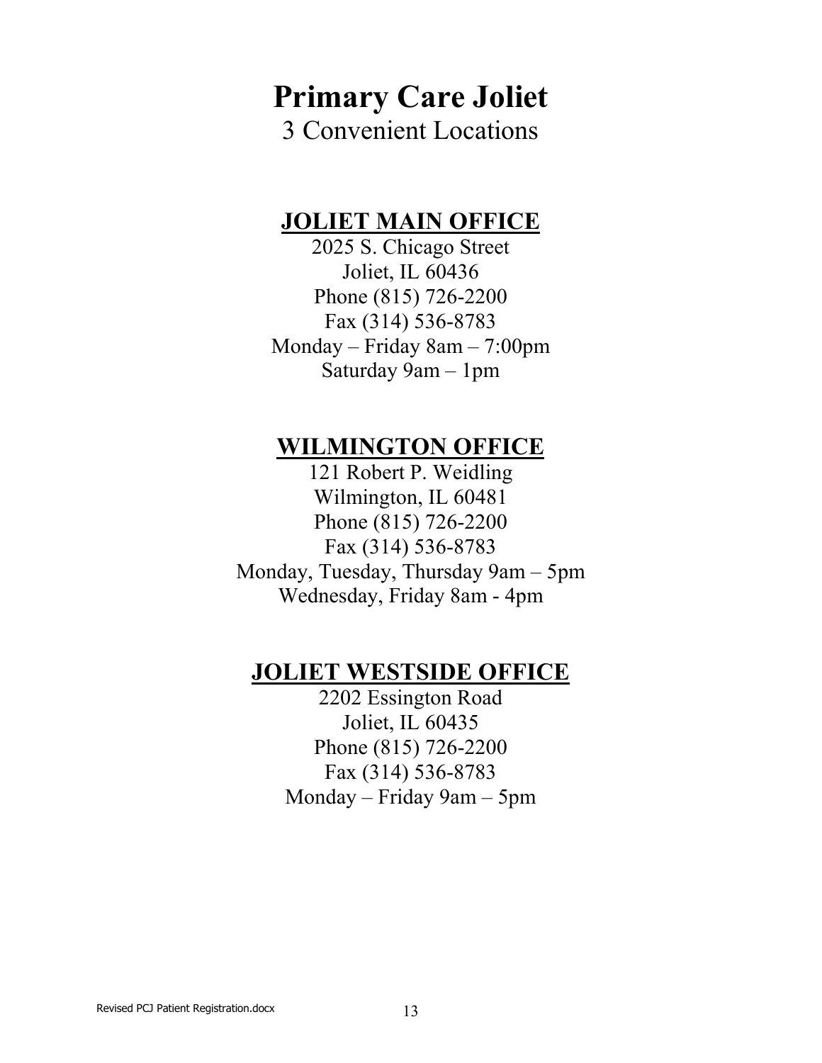# Primary Care Joliet

3 Convenient Locations

## JOLIET MAIN OFFICE

2025 S. Chicago Street
Joliet, IL 60436
Phone (815) 726-2200
Fax (314) 536-8783
Monday – Friday 8am – 7:00pm
Saturday 9am – 1pm

## WILMINGTON OFFICE

121 Robert P. Weidling
Wilmington, IL 60481
Phone (815) 726-2200
Fax (314) 536-8783
Monday, Tuesday, Thursday 9am – 5pm
Wednesday, Friday 8am - 4pm

## JOLIET WESTSIDE OFFICE

2202 Essington Road
Joliet, IL 60435
Phone (815) 726-2200
Fax (314) 536-8783
Monday – Friday 9am – 5pm